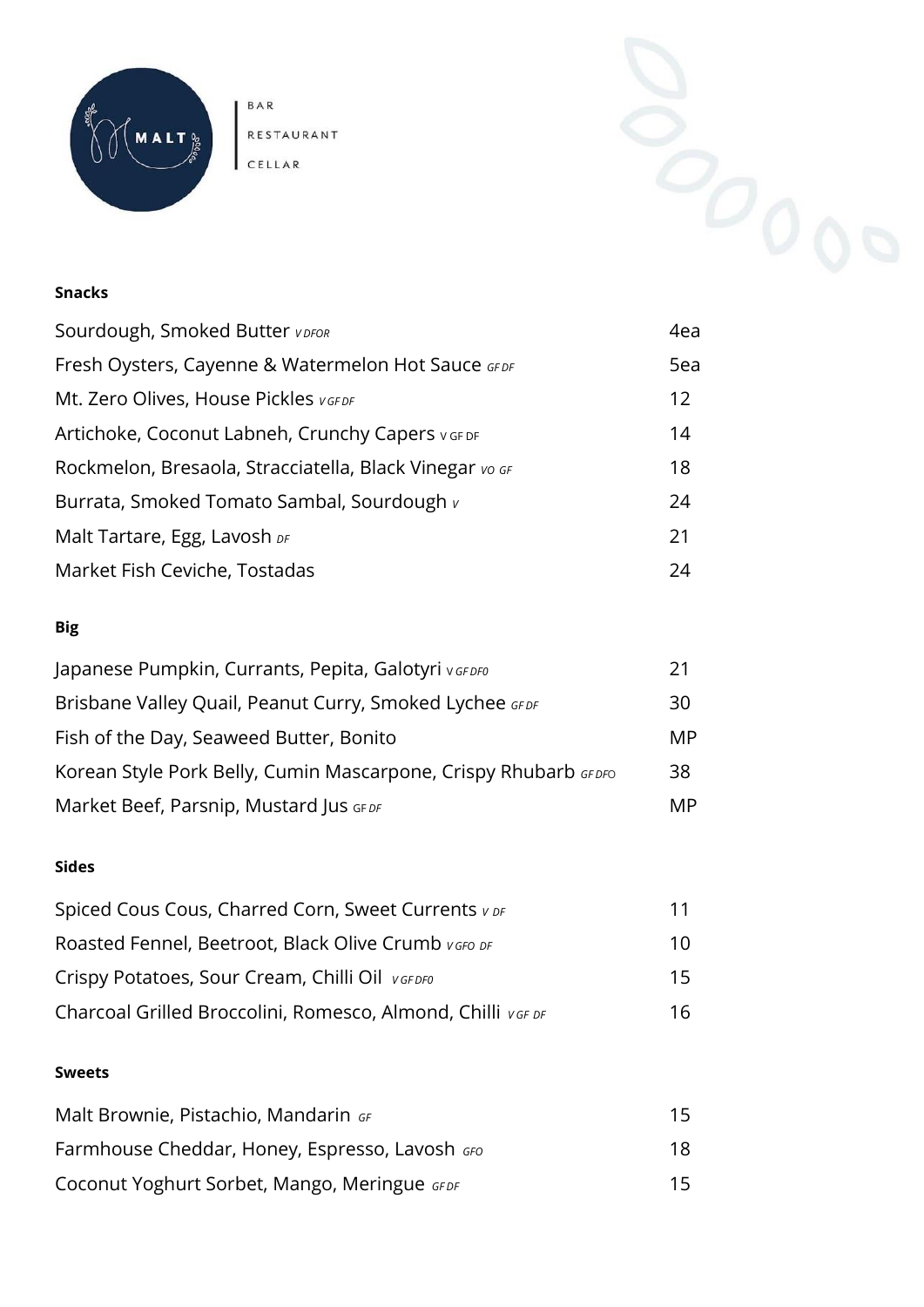MALT

BAR
RESTAURANT
CELLAR

**Snacks**

| | |
|---|---|
| Sourdough, Smoked Butter *V DFOR* | 4ea |
| Fresh Oysters, Cayenne & Watermelon Hot Sauce *GF DF* | 5ea |
| Mt. Zero Olives, House Pickles *V GF DF* | 12 |
| Artichoke, Coconut Labneh, Crunchy Capers V GF DF | 14 |
| Rockmelon, Bresaola, Stracciatella, Black Vinegar *VO GF* | 18 |
| Burrata, Smoked Tomato Sambal, Sourdough *V* | 24 |
| Malt Tartare, Egg, Lavosh *DF* | 21 |
| Market Fish Ceviche, Tostadas | 24 |

**Big**

| | |
|---|---|
| Japanese Pumpkin, Currants, Pepita, Galotyri V *GF DF0* | 21 |
| Brisbane Valley Quail, Peanut Curry, Smoked Lychee *GF DF* | 30 |
| Fish of the Day, Seaweed Butter, Bonito | MP |
| Korean Style Pork Belly, Cumin Mascarpone, Crispy Rhubarb *GF DFO* | 38 |
| Market Beef, Parsnip, Mustard Jus GF *DF* | MP |

**Sides**

| | |
|---|---|
| Spiced Cous Cous, Charred Corn, Sweet Currents *V DF* | 11 |
| Roasted Fennel, Beetroot, Black Olive Crumb *V GFO DF* | 10 |
| Crispy Potatoes, Sour Cream, Chilli Oil *V GF DF0* | 15 |
| Charcoal Grilled Broccolini, Romesco, Almond, Chilli *V GF DF* | 16 |

**Sweets**

| | |
|---|---|
| Malt Brownie, Pistachio, Mandarin *GF* | 15 |
| Farmhouse Cheddar, Honey, Espresso, Lavosh *GFO* | 18 |
| Coconut Yoghurt Sorbet, Mango, Meringue *GF DF* | 15 |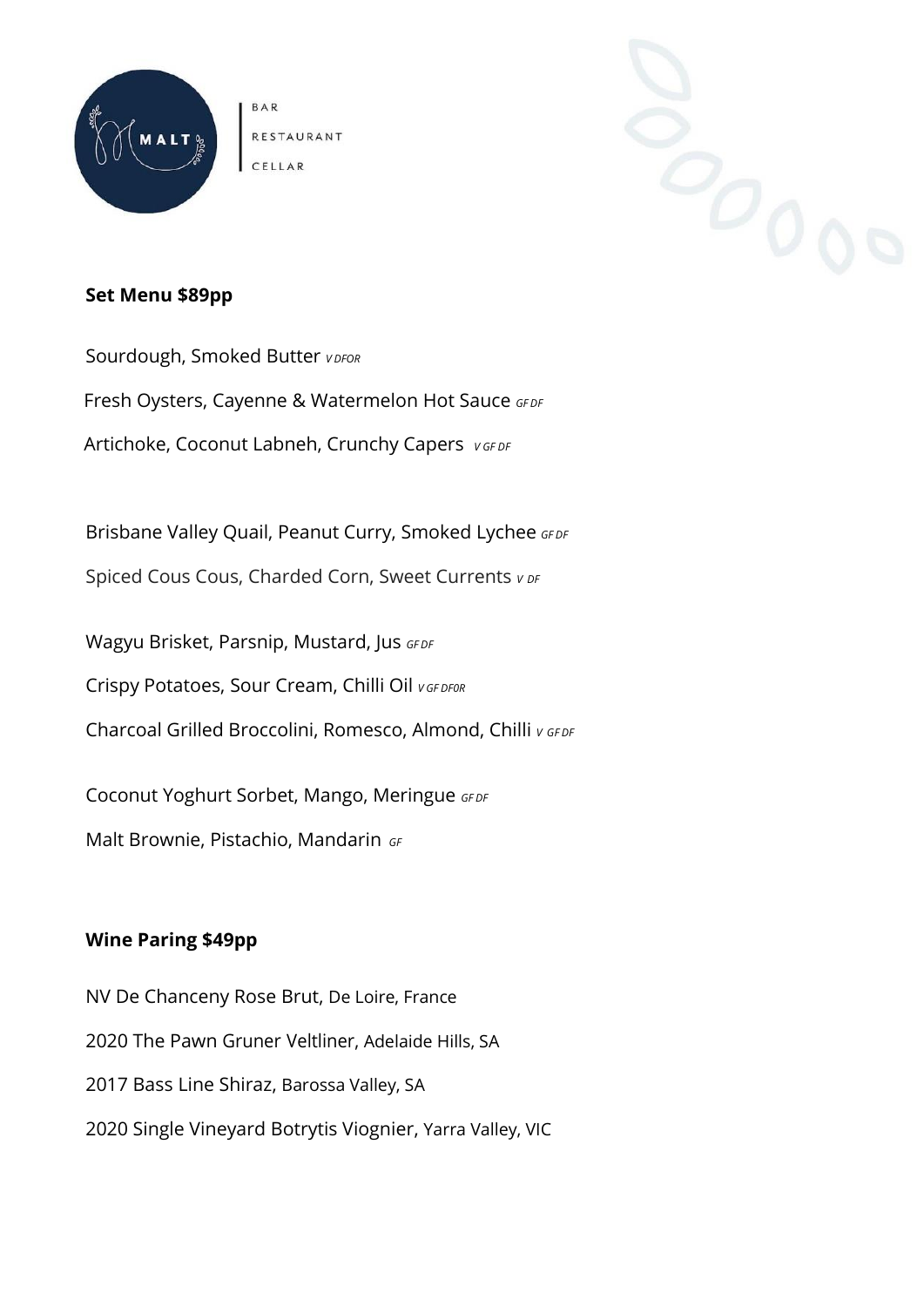MALT

BAR
RESTAURANT
CELLAR

**Set Menu $89pp**

Sourdough, Smoked Butter *V DFOR*

Fresh Oysters, Cayenne & Watermelon Hot Sauce *GF DF*

Artichoke, Coconut Labneh, Crunchy Capers *V GF DF*

Brisbane Valley Quail, Peanut Curry, Smoked Lychee *GF DF*

Spiced Cous Cous, Charded Corn, Sweet Currents *V DF*

Wagyu Brisket, Parsnip, Mustard, Jus *GF DF*

Crispy Potatoes, Sour Cream, Chilli Oil *V GF DF0R*

Charcoal Grilled Broccolini, Romesco, Almond, Chilli *V GF DF*

Coconut Yoghurt Sorbet, Mango, Meringue *GF DF*

Malt Brownie, Pistachio, Mandarin *GF*

**Wine Paring $49pp**

NV De Chanceny Rose Brut, De Loire, France

2020 The Pawn Gruner Veltliner, Adelaide Hills, SA

2017 Bass Line Shiraz, Barossa Valley, SA

2020 Single Vineyard Botrytis Viognier, Yarra Valley, VIC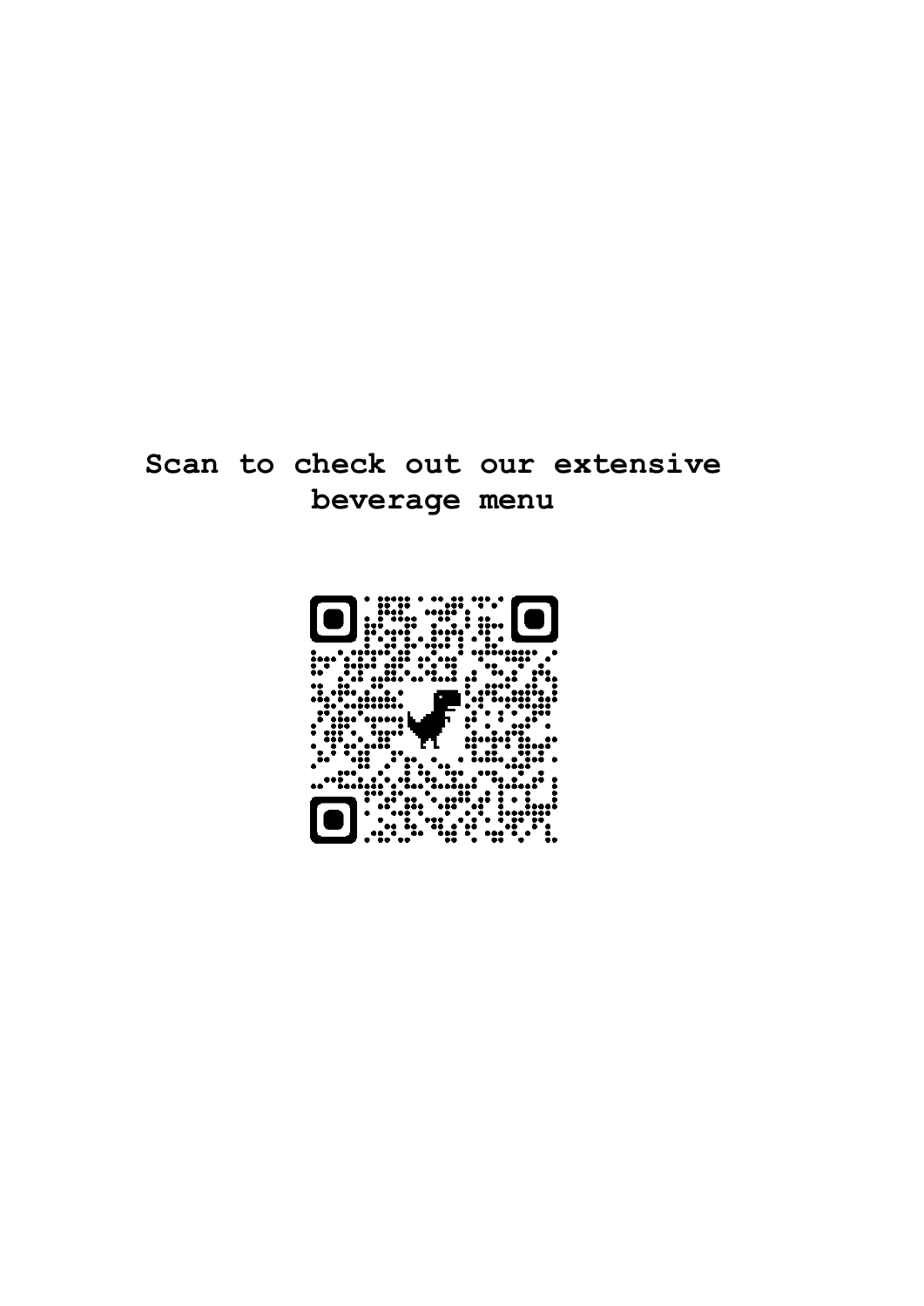**Scan to check out our extensive beverage menu**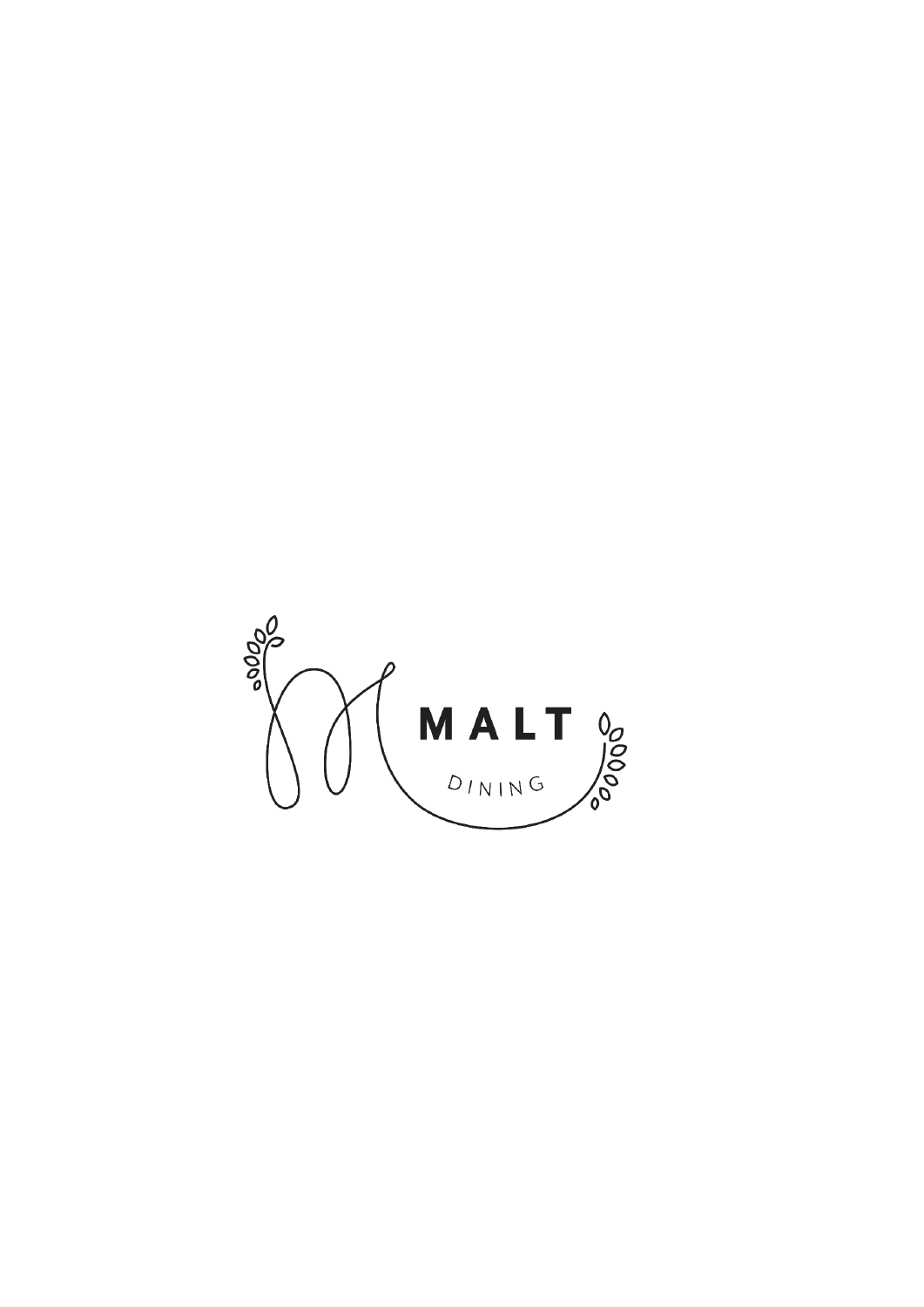MALT

DINING